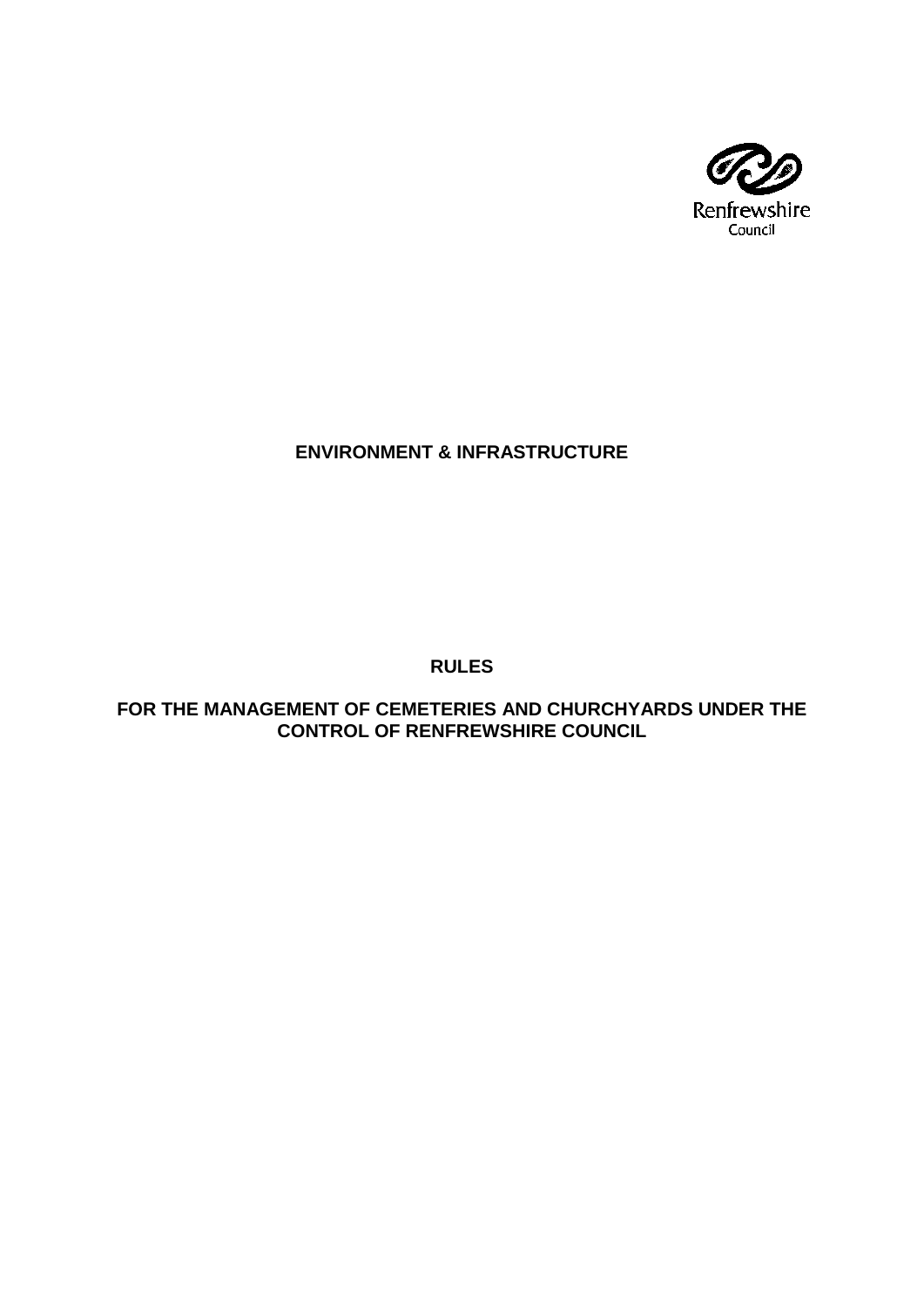Renfrewshire Council

## ENVIRONMENT & INFRASTRUCTURE

# RULES

## FOR THE MANAGEMENT OF CEMETERIES AND CHURCHYARDS UNDER THE CONTROL OF RENFREWSHIRE COUNCIL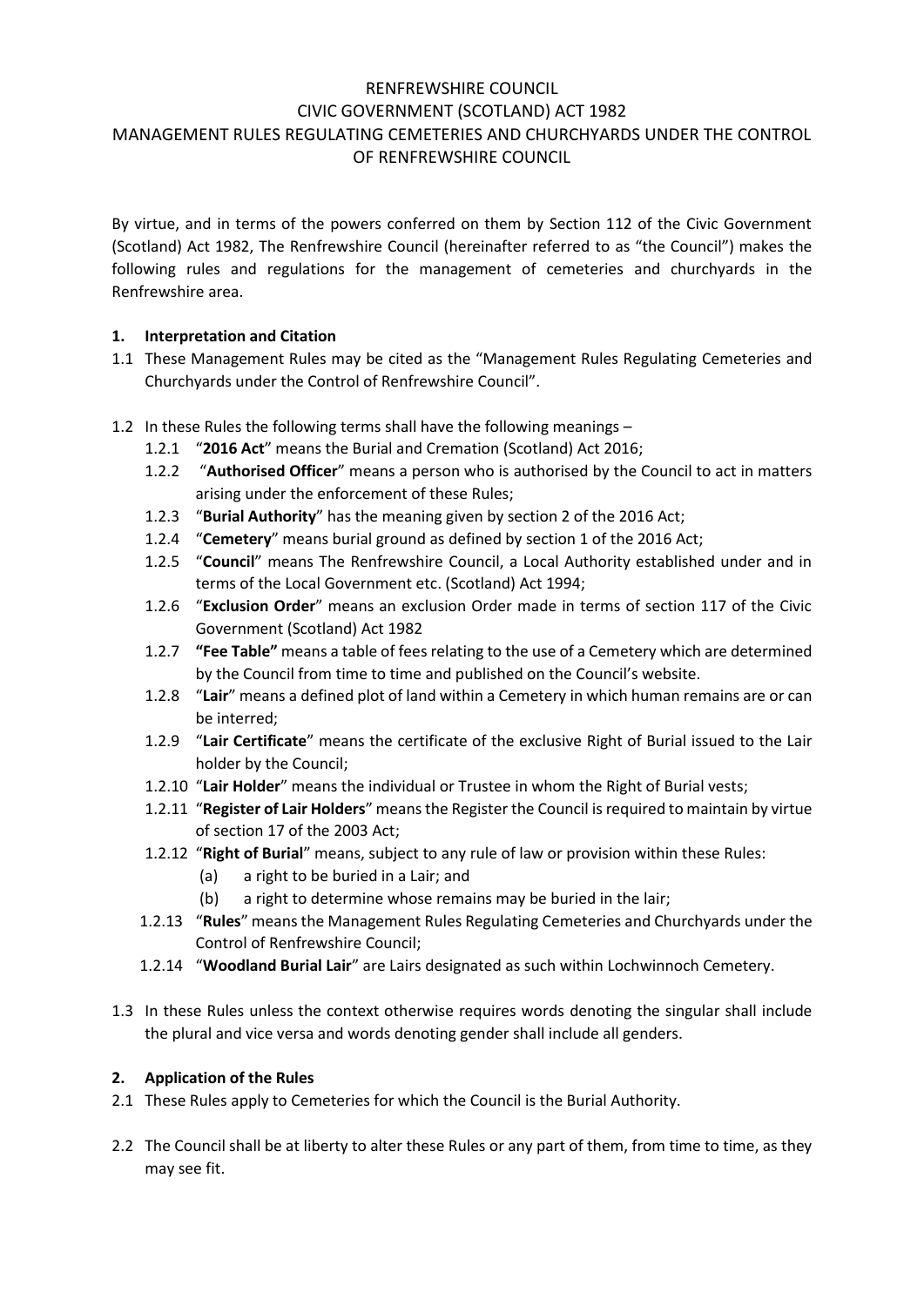RENFREWSHIRE COUNCIL
CIVIC GOVERNMENT (SCOTLAND) ACT 1982
MANAGEMENT RULES REGULATING CEMETERIES AND CHURCHYARDS UNDER THE CONTROL OF RENFREWSHIRE COUNCIL

By virtue, and in terms of the powers conferred on them by Section 112 of the Civic Government (Scotland) Act 1982, The Renfrewshire Council (hereinafter referred to as "the Council") makes the following rules and regulations for the management of cemeteries and churchyards in the Renfrewshire area.

**1. Interpretation and Citation**

1.1 These Management Rules may be cited as the "Management Rules Regulating Cemeteries and Churchyards under the Control of Renfrewshire Council".

1.2 In these Rules the following terms shall have the following meanings –

- 1.2.1 "**2016 Act**" means the Burial and Cremation (Scotland) Act 2016;
- 1.2.2 "**Authorised Officer**" means a person who is authorised by the Council to act in matters arising under the enforcement of these Rules;
- 1.2.3 "**Burial Authority**" has the meaning given by section 2 of the 2016 Act;
- 1.2.4 "**Cemetery**" means burial ground as defined by section 1 of the 2016 Act;
- 1.2.5 "**Council**" means The Renfrewshire Council, a Local Authority established under and in terms of the Local Government etc. (Scotland) Act 1994;
- 1.2.6 "**Exclusion Order**" means an exclusion Order made in terms of section 117 of the Civic Government (Scotland) Act 1982
- 1.2.7 **"Fee Table"** means a table of fees relating to the use of a Cemetery which are determined by the Council from time to time and published on the Council's website.
- 1.2.8 "**Lair**" means a defined plot of land within a Cemetery in which human remains are or can be interred;
- 1.2.9 "**Lair Certificate**" means the certificate of the exclusive Right of Burial issued to the Lair holder by the Council;
- 1.2.10 "**Lair Holder**" means the individual or Trustee in whom the Right of Burial vests;
- 1.2.11 "**Register of Lair Holders**" means the Register the Council is required to maintain by virtue of section 17 of the 2003 Act;
- 1.2.12 "**Right of Burial**" means, subject to any rule of law or provision within these Rules:
  - (a) a right to be buried in a Lair; and
  - (b) a right to determine whose remains may be buried in the lair;
- 1.2.13 "**Rules**" means the Management Rules Regulating Cemeteries and Churchyards under the Control of Renfrewshire Council;
- 1.2.14 "**Woodland Burial Lair**" are Lairs designated as such within Lochwinnoch Cemetery.

1.3 In these Rules unless the context otherwise requires words denoting the singular shall include the plural and vice versa and words denoting gender shall include all genders.

**2. Application of the Rules**

2.1 These Rules apply to Cemeteries for which the Council is the Burial Authority.

2.2 The Council shall be at liberty to alter these Rules or any part of them, from time to time, as they may see fit.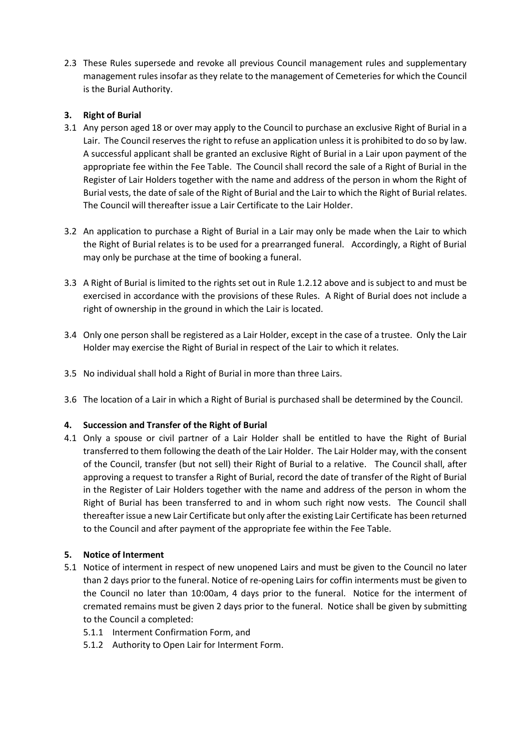2.3 These Rules supersede and revoke all previous Council management rules and supplementary management rules insofar as they relate to the management of Cemeteries for which the Council is the Burial Authority.

## 3. Right of Burial

3.1 Any person aged 18 or over may apply to the Council to purchase an exclusive Right of Burial in a Lair. The Council reserves the right to refuse an application unless it is prohibited to do so by law. A successful applicant shall be granted an exclusive Right of Burial in a Lair upon payment of the appropriate fee within the Fee Table. The Council shall record the sale of a Right of Burial in the Register of Lair Holders together with the name and address of the person in whom the Right of Burial vests, the date of sale of the Right of Burial and the Lair to which the Right of Burial relates. The Council will thereafter issue a Lair Certificate to the Lair Holder.

3.2 An application to purchase a Right of Burial in a Lair may only be made when the Lair to which the Right of Burial relates is to be used for a prearranged funeral. Accordingly, a Right of Burial may only be purchase at the time of booking a funeral.

3.3 A Right of Burial is limited to the rights set out in Rule 1.2.12 above and is subject to and must be exercised in accordance with the provisions of these Rules. A Right of Burial does not include a right of ownership in the ground in which the Lair is located.

3.4 Only one person shall be registered as a Lair Holder, except in the case of a trustee. Only the Lair Holder may exercise the Right of Burial in respect of the Lair to which it relates.

3.5 No individual shall hold a Right of Burial in more than three Lairs.

3.6 The location of a Lair in which a Right of Burial is purchased shall be determined by the Council.

## 4. Succession and Transfer of the Right of Burial

4.1 Only a spouse or civil partner of a Lair Holder shall be entitled to have the Right of Burial transferred to them following the death of the Lair Holder. The Lair Holder may, with the consent of the Council, transfer (but not sell) their Right of Burial to a relative. The Council shall, after approving a request to transfer a Right of Burial, record the date of transfer of the Right of Burial in the Register of Lair Holders together with the name and address of the person in whom the Right of Burial has been transferred to and in whom such right now vests. The Council shall thereafter issue a new Lair Certificate but only after the existing Lair Certificate has been returned to the Council and after payment of the appropriate fee within the Fee Table.

## 5. Notice of Interment

5.1 Notice of interment in respect of new unopened Lairs and must be given to the Council no later than 2 days prior to the funeral. Notice of re-opening Lairs for coffin interments must be given to the Council no later than 10:00am, 4 days prior to the funeral. Notice for the interment of cremated remains must be given 2 days prior to the funeral. Notice shall be given by submitting to the Council a completed:

5.1.1 Interment Confirmation Form, and

5.1.2 Authority to Open Lair for Interment Form.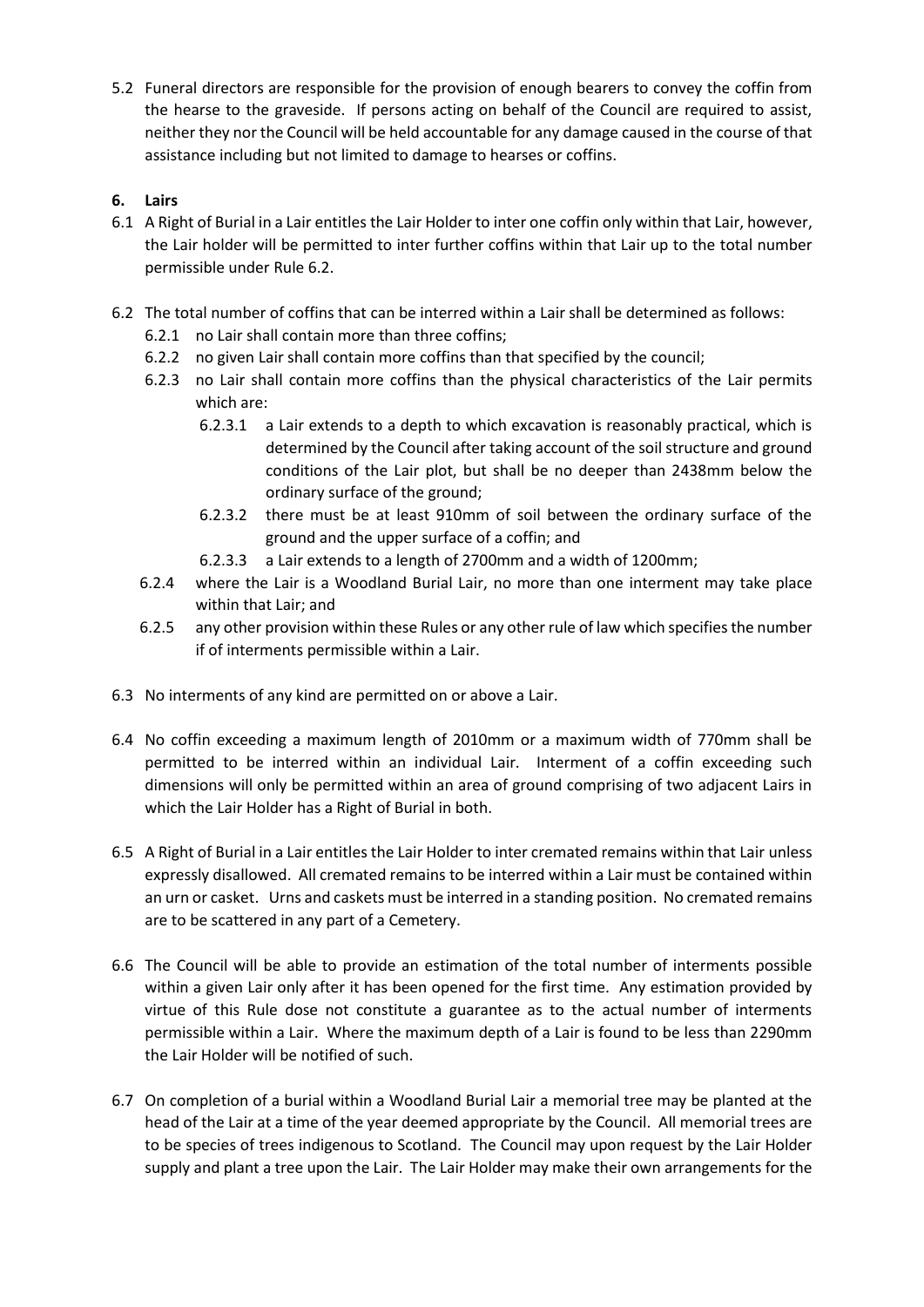5.2 Funeral directors are responsible for the provision of enough bearers to convey the coffin from the hearse to the graveside. If persons acting on behalf of the Council are required to assist, neither they nor the Council will be held accountable for any damage caused in the course of that assistance including but not limited to damage to hearses or coffins.

**6. Lairs**

6.1 A Right of Burial in a Lair entitles the Lair Holder to inter one coffin only within that Lair, however, the Lair holder will be permitted to inter further coffins within that Lair up to the total number permissible under Rule 6.2.

6.2 The total number of coffins that can be interred within a Lair shall be determined as follows:

- 6.2.1 no Lair shall contain more than three coffins;
- 6.2.2 no given Lair shall contain more coffins than that specified by the council;
- 6.2.3 no Lair shall contain more coffins than the physical characteristics of the Lair permits which are:
  - 6.2.3.1 a Lair extends to a depth to which excavation is reasonably practical, which is determined by the Council after taking account of the soil structure and ground conditions of the Lair plot, but shall be no deeper than 2438mm below the ordinary surface of the ground;
  - 6.2.3.2 there must be at least 910mm of soil between the ordinary surface of the ground and the upper surface of a coffin; and
  - 6.2.3.3 a Lair extends to a length of 2700mm and a width of 1200mm;
- 6.2.4 where the Lair is a Woodland Burial Lair, no more than one interment may take place within that Lair; and
- 6.2.5 any other provision within these Rules or any other rule of law which specifies the number if of interments permissible within a Lair.

6.3 No interments of any kind are permitted on or above a Lair.

6.4 No coffin exceeding a maximum length of 2010mm or a maximum width of 770mm shall be permitted to be interred within an individual Lair. Interment of a coffin exceeding such dimensions will only be permitted within an area of ground comprising of two adjacent Lairs in which the Lair Holder has a Right of Burial in both.

6.5 A Right of Burial in a Lair entitles the Lair Holder to inter cremated remains within that Lair unless expressly disallowed. All cremated remains to be interred within a Lair must be contained within an urn or casket. Urns and caskets must be interred in a standing position. No cremated remains are to be scattered in any part of a Cemetery.

6.6 The Council will be able to provide an estimation of the total number of interments possible within a given Lair only after it has been opened for the first time. Any estimation provided by virtue of this Rule dose not constitute a guarantee as to the actual number of interments permissible within a Lair. Where the maximum depth of a Lair is found to be less than 2290mm the Lair Holder will be notified of such.

6.7 On completion of a burial within a Woodland Burial Lair a memorial tree may be planted at the head of the Lair at a time of the year deemed appropriate by the Council. All memorial trees are to be species of trees indigenous to Scotland. The Council may upon request by the Lair Holder supply and plant a tree upon the Lair. The Lair Holder may make their own arrangements for the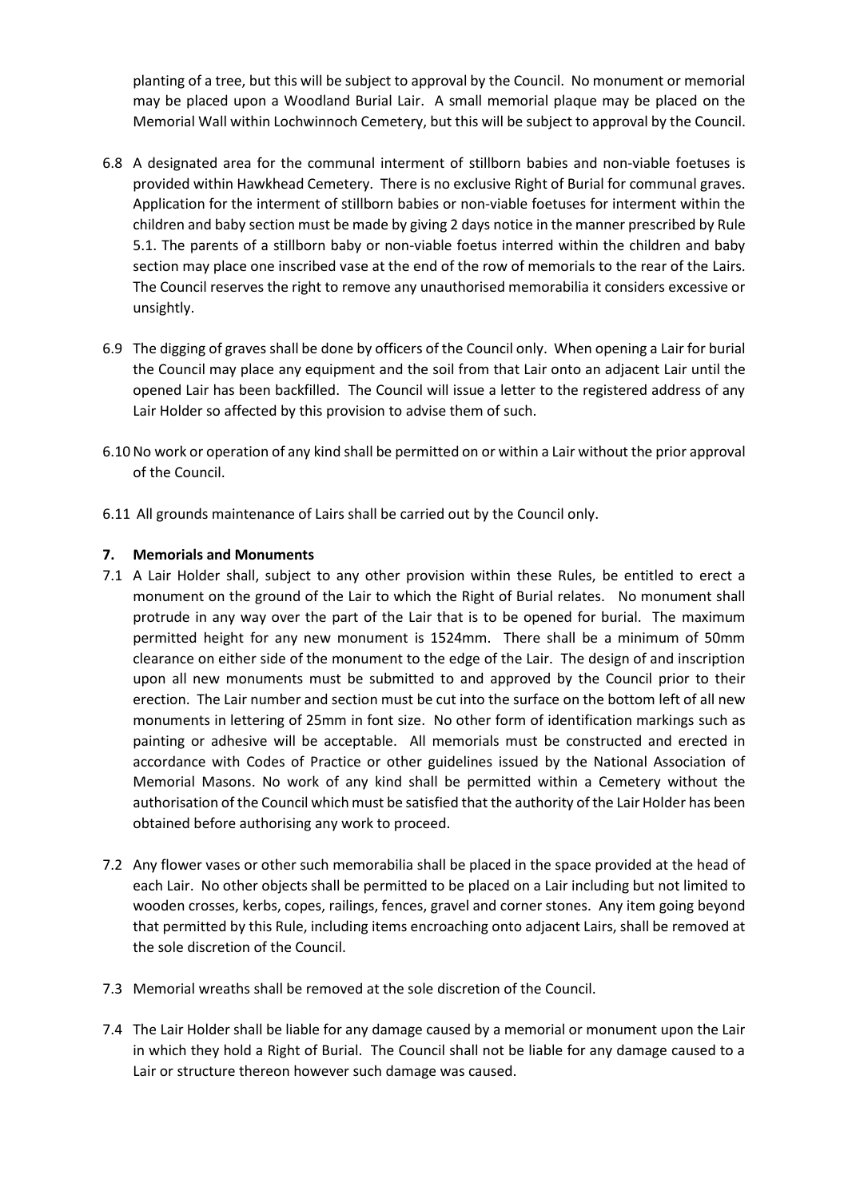planting of a tree, but this will be subject to approval by the Council. No monument or memorial may be placed upon a Woodland Burial Lair. A small memorial plaque may be placed on the Memorial Wall within Lochwinnoch Cemetery, but this will be subject to approval by the Council.

6.8 A designated area for the communal interment of stillborn babies and non-viable foetuses is provided within Hawkhead Cemetery. There is no exclusive Right of Burial for communal graves. Application for the interment of stillborn babies or non-viable foetuses for interment within the children and baby section must be made by giving 2 days notice in the manner prescribed by Rule 5.1. The parents of a stillborn baby or non-viable foetus interred within the children and baby section may place one inscribed vase at the end of the row of memorials to the rear of the Lairs. The Council reserves the right to remove any unauthorised memorabilia it considers excessive or unsightly.

6.9 The digging of graves shall be done by officers of the Council only. When opening a Lair for burial the Council may place any equipment and the soil from that Lair onto an adjacent Lair until the opened Lair has been backfilled. The Council will issue a letter to the registered address of any Lair Holder so affected by this provision to advise them of such.

6.10 No work or operation of any kind shall be permitted on or within a Lair without the prior approval of the Council.

6.11 All grounds maintenance of Lairs shall be carried out by the Council only.

## 7. Memorials and Monuments

7.1 A Lair Holder shall, subject to any other provision within these Rules, be entitled to erect a monument on the ground of the Lair to which the Right of Burial relates. No monument shall protrude in any way over the part of the Lair that is to be opened for burial. The maximum permitted height for any new monument is 1524mm. There shall be a minimum of 50mm clearance on either side of the monument to the edge of the Lair. The design of and inscription upon all new monuments must be submitted to and approved by the Council prior to their erection. The Lair number and section must be cut into the surface on the bottom left of all new monuments in lettering of 25mm in font size. No other form of identification markings such as painting or adhesive will be acceptable. All memorials must be constructed and erected in accordance with Codes of Practice or other guidelines issued by the National Association of Memorial Masons. No work of any kind shall be permitted within a Cemetery without the authorisation of the Council which must be satisfied that the authority of the Lair Holder has been obtained before authorising any work to proceed.

7.2 Any flower vases or other such memorabilia shall be placed in the space provided at the head of each Lair. No other objects shall be permitted to be placed on a Lair including but not limited to wooden crosses, kerbs, copes, railings, fences, gravel and corner stones. Any item going beyond that permitted by this Rule, including items encroaching onto adjacent Lairs, shall be removed at the sole discretion of the Council.

7.3 Memorial wreaths shall be removed at the sole discretion of the Council.

7.4 The Lair Holder shall be liable for any damage caused by a memorial or monument upon the Lair in which they hold a Right of Burial. The Council shall not be liable for any damage caused to a Lair or structure thereon however such damage was caused.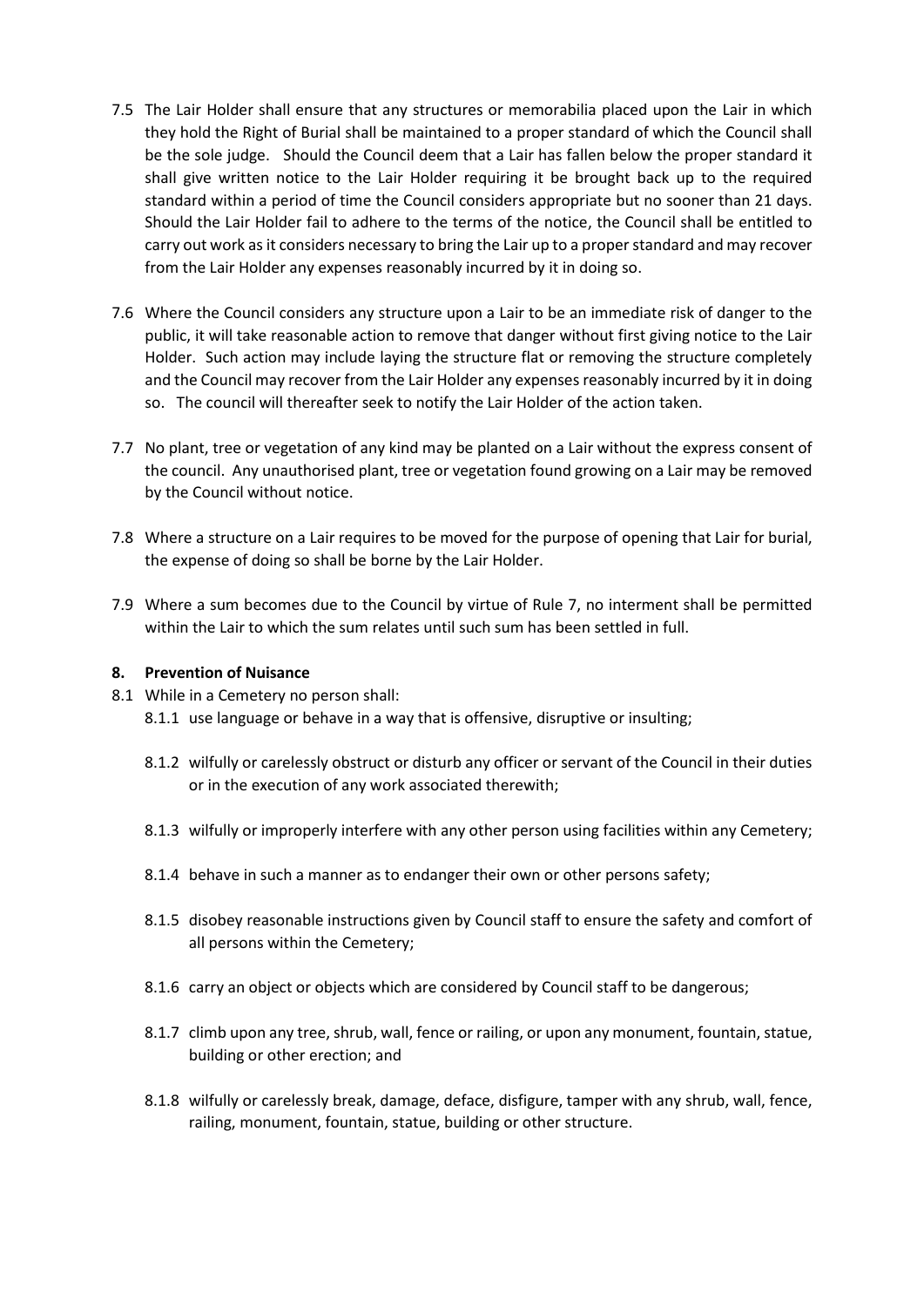7.5 The Lair Holder shall ensure that any structures or memorabilia placed upon the Lair in which they hold the Right of Burial shall be maintained to a proper standard of which the Council shall be the sole judge. Should the Council deem that a Lair has fallen below the proper standard it shall give written notice to the Lair Holder requiring it be brought back up to the required standard within a period of time the Council considers appropriate but no sooner than 21 days. Should the Lair Holder fail to adhere to the terms of the notice, the Council shall be entitled to carry out work as it considers necessary to bring the Lair up to a proper standard and may recover from the Lair Holder any expenses reasonably incurred by it in doing so.

7.6 Where the Council considers any structure upon a Lair to be an immediate risk of danger to the public, it will take reasonable action to remove that danger without first giving notice to the Lair Holder. Such action may include laying the structure flat or removing the structure completely and the Council may recover from the Lair Holder any expenses reasonably incurred by it in doing so. The council will thereafter seek to notify the Lair Holder of the action taken.

7.7 No plant, tree or vegetation of any kind may be planted on a Lair without the express consent of the council. Any unauthorised plant, tree or vegetation found growing on a Lair may be removed by the Council without notice.

7.8 Where a structure on a Lair requires to be moved for the purpose of opening that Lair for burial, the expense of doing so shall be borne by the Lair Holder.

7.9 Where a sum becomes due to the Council by virtue of Rule 7, no interment shall be permitted within the Lair to which the sum relates until such sum has been settled in full.

## 8. Prevention of Nuisance

8.1 While in a Cemetery no person shall:

- 8.1.1 use language or behave in a way that is offensive, disruptive or insulting;
- 8.1.2 wilfully or carelessly obstruct or disturb any officer or servant of the Council in their duties or in the execution of any work associated therewith;
- 8.1.3 wilfully or improperly interfere with any other person using facilities within any Cemetery;
- 8.1.4 behave in such a manner as to endanger their own or other persons safety;
- 8.1.5 disobey reasonable instructions given by Council staff to ensure the safety and comfort of all persons within the Cemetery;
- 8.1.6 carry an object or objects which are considered by Council staff to be dangerous;
- 8.1.7 climb upon any tree, shrub, wall, fence or railing, or upon any monument, fountain, statue, building or other erection; and
- 8.1.8 wilfully or carelessly break, damage, deface, disfigure, tamper with any shrub, wall, fence, railing, monument, fountain, statue, building or other structure.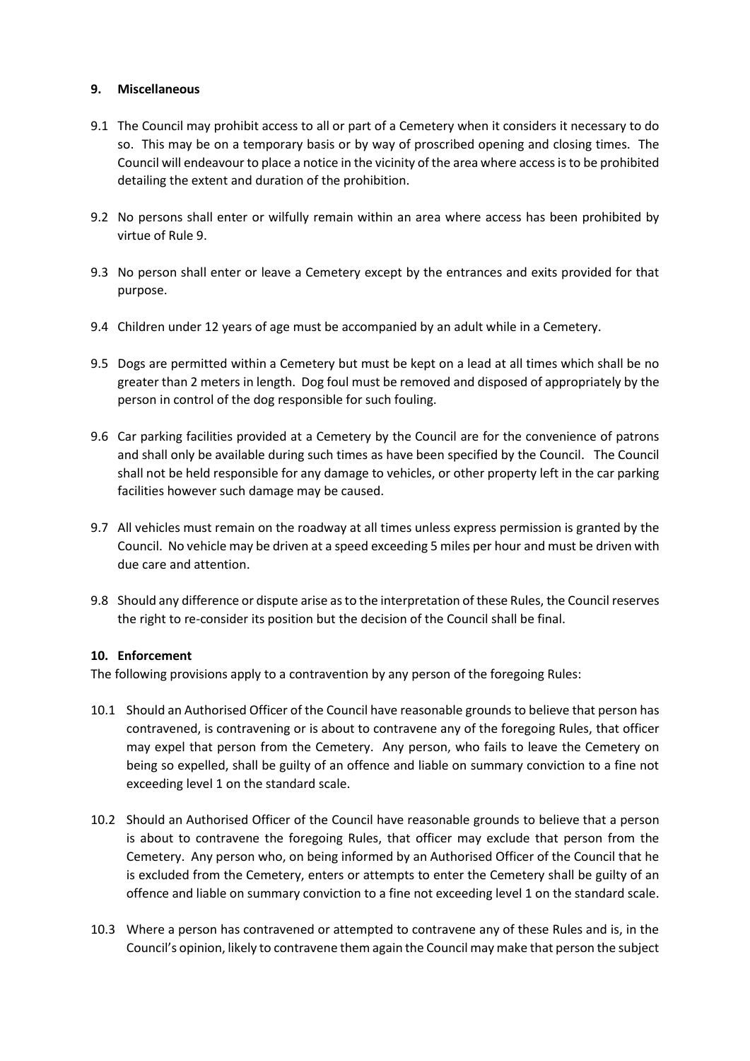### 9. Miscellaneous

9.1 The Council may prohibit access to all or part of a Cemetery when it considers it necessary to do so. This may be on a temporary basis or by way of proscribed opening and closing times. The Council will endeavour to place a notice in the vicinity of the area where access is to be prohibited detailing the extent and duration of the prohibition.

9.2 No persons shall enter or wilfully remain within an area where access has been prohibited by virtue of Rule 9.

9.3 No person shall enter or leave a Cemetery except by the entrances and exits provided for that purpose.

9.4 Children under 12 years of age must be accompanied by an adult while in a Cemetery.

9.5 Dogs are permitted within a Cemetery but must be kept on a lead at all times which shall be no greater than 2 meters in length. Dog foul must be removed and disposed of appropriately by the person in control of the dog responsible for such fouling.

9.6 Car parking facilities provided at a Cemetery by the Council are for the convenience of patrons and shall only be available during such times as have been specified by the Council. The Council shall not be held responsible for any damage to vehicles, or other property left in the car parking facilities however such damage may be caused.

9.7 All vehicles must remain on the roadway at all times unless express permission is granted by the Council. No vehicle may be driven at a speed exceeding 5 miles per hour and must be driven with due care and attention.

9.8 Should any difference or dispute arise as to the interpretation of these Rules, the Council reserves the right to re-consider its position but the decision of the Council shall be final.

### 10. Enforcement

The following provisions apply to a contravention by any person of the foregoing Rules:

10.1 Should an Authorised Officer of the Council have reasonable grounds to believe that person has contravened, is contravening or is about to contravene any of the foregoing Rules, that officer may expel that person from the Cemetery. Any person, who fails to leave the Cemetery on being so expelled, shall be guilty of an offence and liable on summary conviction to a fine not exceeding level 1 on the standard scale.

10.2 Should an Authorised Officer of the Council have reasonable grounds to believe that a person is about to contravene the foregoing Rules, that officer may exclude that person from the Cemetery. Any person who, on being informed by an Authorised Officer of the Council that he is excluded from the Cemetery, enters or attempts to enter the Cemetery shall be guilty of an offence and liable on summary conviction to a fine not exceeding level 1 on the standard scale.

10.3 Where a person has contravened or attempted to contravene any of these Rules and is, in the Council's opinion, likely to contravene them again the Council may make that person the subject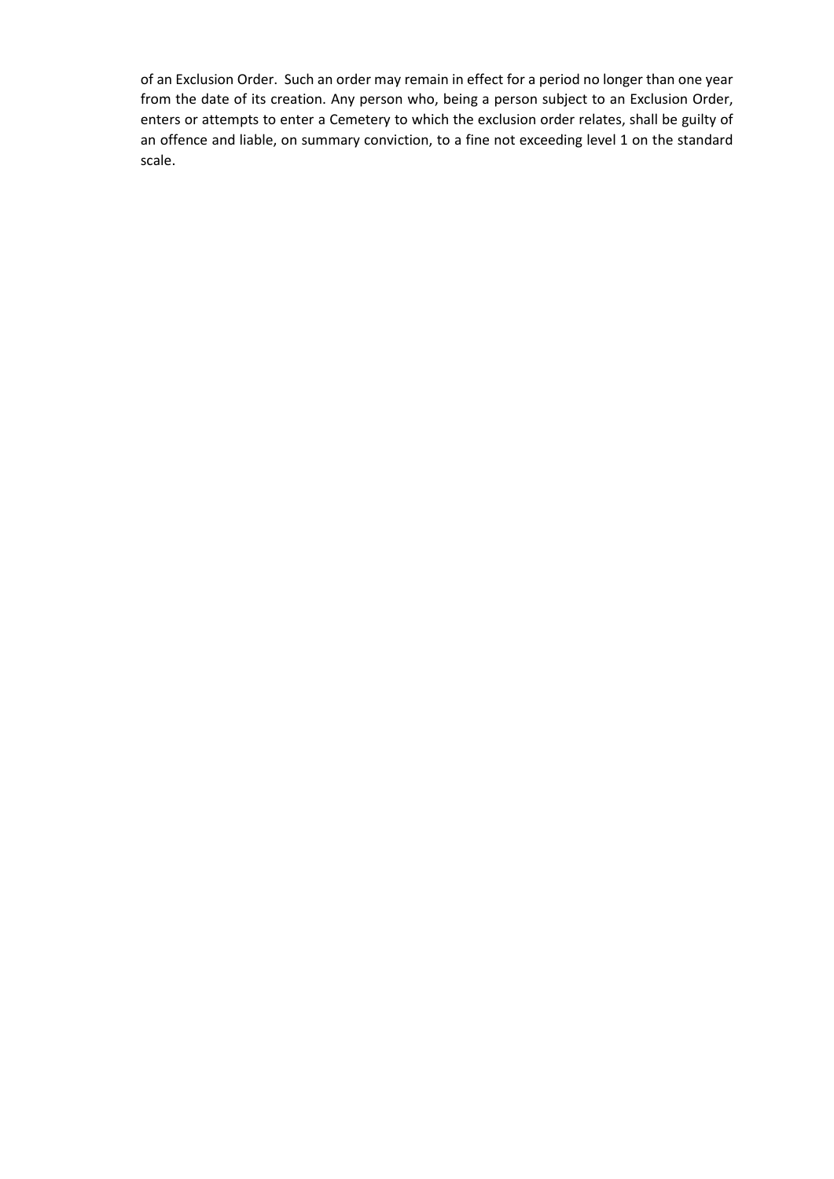of an Exclusion Order. Such an order may remain in effect for a period no longer than one year from the date of its creation. Any person who, being a person subject to an Exclusion Order, enters or attempts to enter a Cemetery to which the exclusion order relates, shall be guilty of an offence and liable, on summary conviction, to a fine not exceeding level 1 on the standard scale.